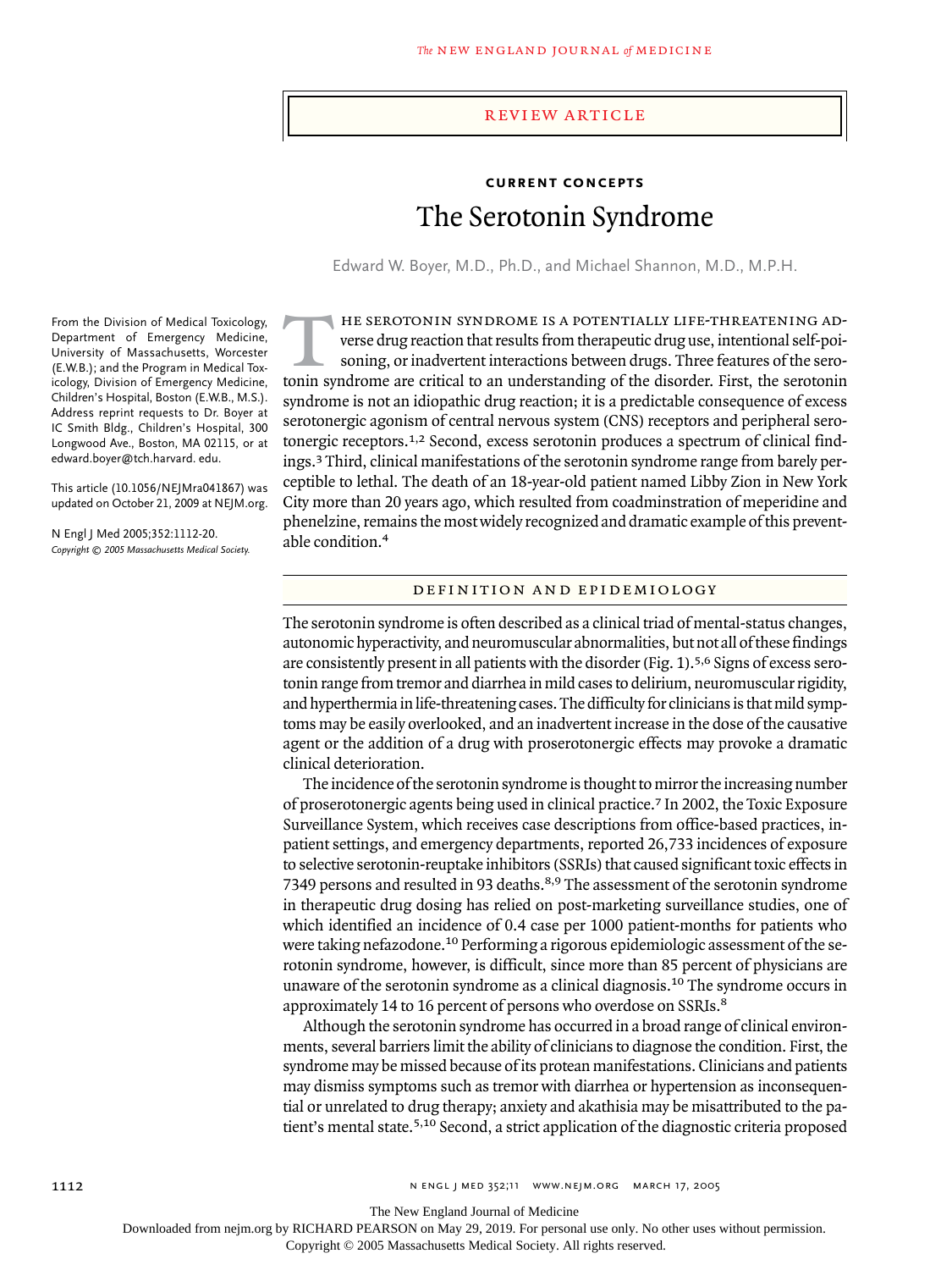Review Article

**Current Concepts**

# The Serotonin Syndrome

Edward W. Boyer, M.D., Ph.D., and Michael Shannon, M.D., M.P.H.

From the Division of Medical Toxicology, Department of Emergency Medicine, University of Massachusetts, Worcester (E.W.B.); and the Program in Medical Toxicology, Division of Emergency Medicine, Children's Hospital, Boston (E.W.B., M.S.). Address reprint requests to Dr. Boyer at IC Smith Bldg., Children's Hospital, 300 Longwood Ave., Boston, MA 02115, or at edward.boyer@tch.harvard.edu.

This article (10.1056/NEJMra041867) was updated on October 21, 2009 at NEJM.org.

N Engl J Med 2005;352:1112-20.
*Copyright © 2005 Massachusetts Medical Society.*

The serotonin syndrome is a potentially life-threatening adverse drug reaction that results from therapeutic drug use, intentional self-poisoning, or inadvertent interactions between drugs. Three features of the serotonin syndrome are critical to an understanding of the disorder. First, the serotonin syndrome is not an idiopathic drug reaction; it is a predictable consequence of excess serotonergic agonism of central nervous system (CNS) receptors and peripheral serotonergic receptors.[1,2] Second, excess serotonin produces a spectrum of clinical findings.[3] Third, clinical manifestations of the serotonin syndrome range from barely perceptible to lethal. The death of an 18-year-old patient named Libby Zion in New York City more than 20 years ago, which resulted from coadminstration of meperidine and phenelzine, remains the most widely recognized and dramatic example of this preventable condition.[4]

## Definition and Epidemiology

The serotonin syndrome is often described as a clinical triad of mental-status changes, autonomic hyperactivity, and neuromuscular abnormalities, but not all of these findings are consistently present in all patients with the disorder (Fig. 1).[5,6] Signs of excess serotonin range from tremor and diarrhea in mild cases to delirium, neuromuscular rigidity, and hyperthermia in life-threatening cases. The difficulty for clinicians is that mild symptoms may be easily overlooked, and an inadvertent increase in the dose of the causative agent or the addition of a drug with proserotonergic effects may provoke a dramatic clinical deterioration.

The incidence of the serotonin syndrome is thought to mirror the increasing number of proserotonergic agents being used in clinical practice.[7] In 2002, the Toxic Exposure Surveillance System, which receives case descriptions from office-based practices, inpatient settings, and emergency departments, reported 26,733 incidences of exposure to selective serotonin-reuptake inhibitors (SSRIs) that caused significant toxic effects in 7349 persons and resulted in 93 deaths.[8,9] The assessment of the serotonin syndrome in therapeutic drug dosing has relied on post-marketing surveillance studies, one of which identified an incidence of 0.4 case per 1000 patient-months for patients who were taking nefazodone.[10] Performing a rigorous epidemiologic assessment of the serotonin syndrome, however, is difficult, since more than 85 percent of physicians are unaware of the serotonin syndrome as a clinical diagnosis.[10] The syndrome occurs in approximately 14 to 16 percent of persons who overdose on SSRIs.[8]

Although the serotonin syndrome has occurred in a broad range of clinical environments, several barriers limit the ability of clinicians to diagnose the condition. First, the syndrome may be missed because of its protean manifestations. Clinicians and patients may dismiss symptoms such as tremor with diarrhea or hypertension as inconsequential or unrelated to drug therapy; anxiety and akathisia may be misattributed to the patient's mental state.[5,10] Second, a strict application of the diagnostic criteria proposed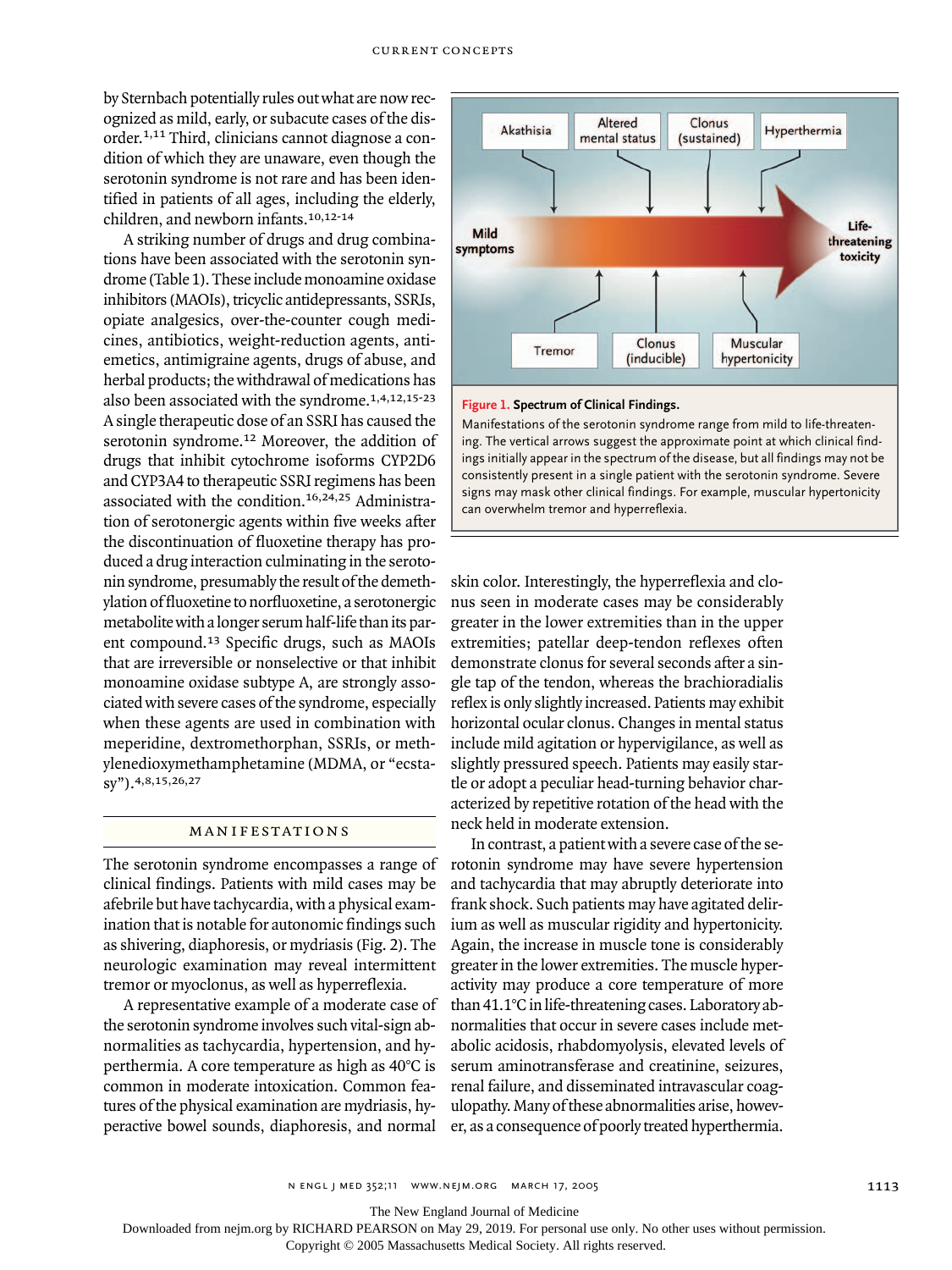by Sternbach potentially rules out what are now recognized as mild, early, or subacute cases of the disorder.[1,11] Third, clinicians cannot diagnose a condition of which they are unaware, even though the serotonin syndrome is not rare and has been identified in patients of all ages, including the elderly, children, and newborn infants.[10,12-14]

A striking number of drugs and drug combinations have been associated with the serotonin syndrome (Table 1). These include monoamine oxidase inhibitors (MAOIs), tricyclic antidepressants, SSRIs, opiate analgesics, over-the-counter cough medicines, antibiotics, weight-reduction agents, antiemetics, antimigraine agents, drugs of abuse, and herbal products; the withdrawal of medications has also been associated with the syndrome.[1,4,12,15-23] A single therapeutic dose of an SSRI has caused the serotonin syndrome.[12] Moreover, the addition of drugs that inhibit cytochrome isoforms CYP2D6 and CYP3A4 to therapeutic SSRI regimens has been associated with the condition.[16,24,25] Administration of serotonergic agents within five weeks after the discontinuation of fluoxetine therapy has produced a drug interaction culminating in the serotonin syndrome, presumably the result of the demethylation of fluoxetine to norfluoxetine, a serotonergic metabolite with a longer serum half-life than its parent compound.[13] Specific drugs, such as MAOIs that are irreversible or nonselective or that inhibit monoamine oxidase subtype A, are strongly associated with severe cases of the syndrome, especially when these agents are used in combination with meperidine, dextromethorphan, SSRIs, or methylenedioxymethamphetamine (MDMA, or "ecstasy").[4,8,15,26,27]

Akathisia
Altered mental status
Clonus (sustained)
Hyperthermia
Mild symptoms
Life-threatening toxicity
Tremor
Clonus (inducible)
Muscular hypertonicity

**Figure 1. Spectrum of Clinical Findings.**

Manifestations of the serotonin syndrome range from mild to life-threatening. The vertical arrows suggest the approximate point at which clinical findings initially appear in the spectrum of the disease, but all findings may not be consistently present in a single patient with the serotonin syndrome. Severe signs may mask other clinical findings. For example, muscular hypertonicity can overwhelm tremor and hyperreflexia.

## MANIFESTATIONS

The serotonin syndrome encompasses a range of clinical findings. Patients with mild cases may be afebrile but have tachycardia, with a physical examination that is notable for autonomic findings such as shivering, diaphoresis, or mydriasis (Fig. 2). The neurologic examination may reveal intermittent tremor or myoclonus, as well as hyperreflexia.

A representative example of a moderate case of the serotonin syndrome involves such vital-sign abnormalities as tachycardia, hypertension, and hyperthermia. A core temperature as high as 40°C is common in moderate intoxication. Common features of the physical examination are mydriasis, hyperactive bowel sounds, diaphoresis, and normal skin color. Interestingly, the hyperreflexia and clonus seen in moderate cases may be considerably greater in the lower extremities than in the upper extremities; patellar deep-tendon reflexes often demonstrate clonus for several seconds after a single tap of the tendon, whereas the brachioradialis reflex is only slightly increased. Patients may exhibit horizontal ocular clonus. Changes in mental status include mild agitation or hypervigilance, as well as slightly pressured speech. Patients may easily startle or adopt a peculiar head-turning behavior characterized by repetitive rotation of the head with the neck held in moderate extension.

In contrast, a patient with a severe case of the serotonin syndrome may have severe hypertension and tachycardia that may abruptly deteriorate into frank shock. Such patients may have agitated delirium as well as muscular rigidity and hypertonicity. Again, the increase in muscle tone is considerably greater in the lower extremities. The muscle hyperactivity may produce a core temperature of more than 41.1°C in life-threatening cases. Laboratory abnormalities that occur in severe cases include metabolic acidosis, rhabdomyolysis, elevated levels of serum aminotransferase and creatinine, seizures, renal failure, and disseminated intravascular coagulopathy. Many of these abnormalities arise, however, as a consequence of poorly treated hyperthermia.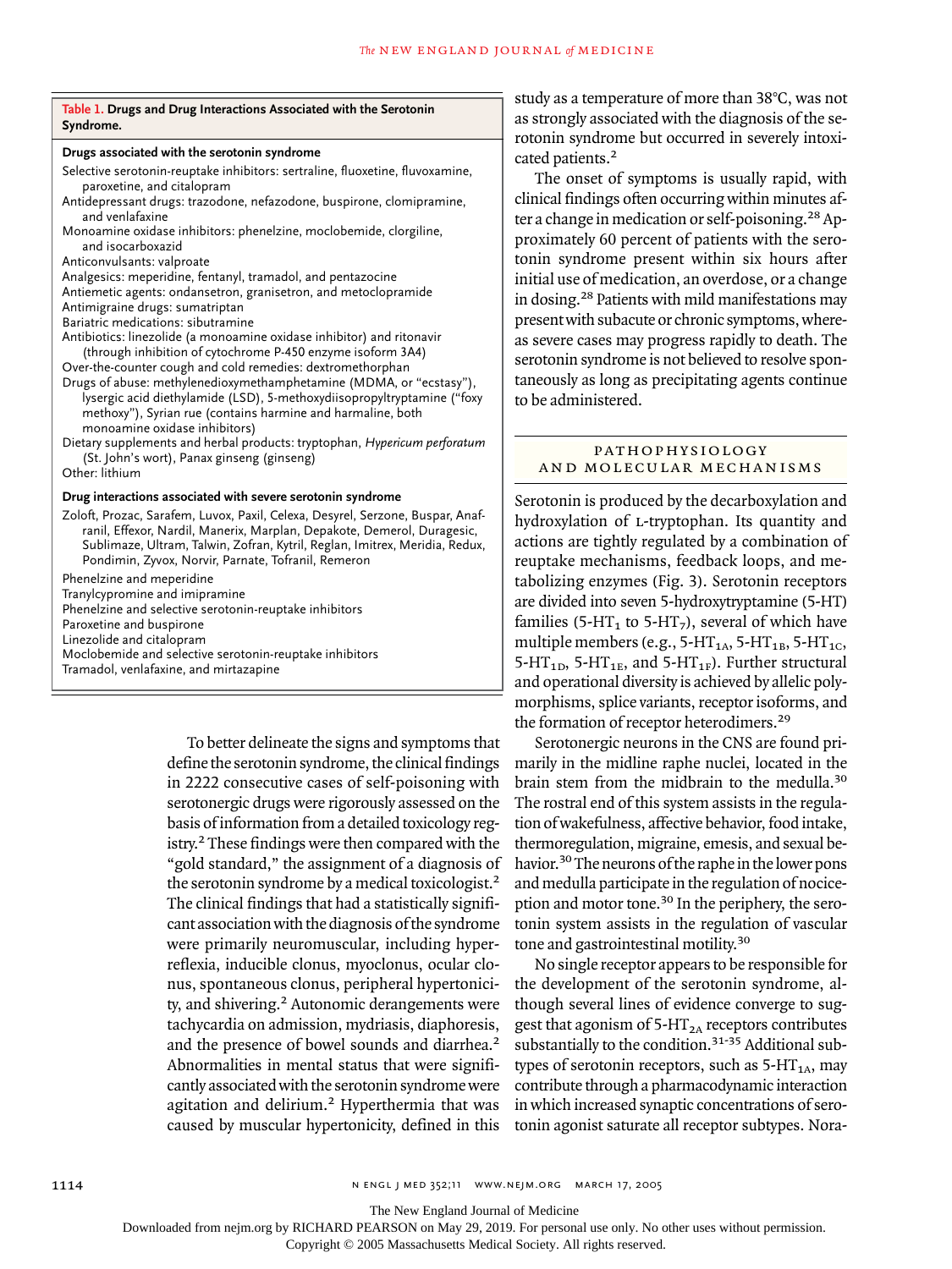**Table 1. Drugs and Drug Interactions Associated with the Serotonin Syndrome.**

**Drugs associated with the serotonin syndrome**

Selective serotonin-reuptake inhibitors: sertraline, fluoxetine, fluvoxamine, paroxetine, and citalopram
Antidepressant drugs: trazodone, nefazodone, buspirone, clomipramine, and venlafaxine
Monoamine oxidase inhibitors: phenelzine, moclobemide, clorgiline, and isocarboxazid
Anticonvulsants: valproate
Analgesics: meperidine, fentanyl, tramadol, and pentazocine
Antiemetic agents: ondansetron, granisetron, and metoclopramide
Antimigraine drugs: sumatriptan
Bariatric medications: sibutramine
Antibiotics: linezolide (a monoamine oxidase inhibitor) and ritonavir (through inhibition of cytochrome P-450 enzyme isoform 3A4)
Over-the-counter cough and cold remedies: dextromethorphan
Drugs of abuse: methylenedioxymethamphetamine (MDMA, or "ecstasy"), lysergic acid diethylamide (LSD), 5-methoxydiisopropyltryptamine ("foxy methoxy"), Syrian rue (contains harmine and harmaline, both monoamine oxidase inhibitors)
Dietary supplements and herbal products: tryptophan, *Hypericum perforatum* (St. John's wort), Panax ginseng (ginseng)
Other: lithium

**Drug interactions associated with severe serotonin syndrome**

Zoloft, Prozac, Sarafem, Luvox, Paxil, Celexa, Desyrel, Serzone, Buspar, Anafranil, Effexor, Nardil, Manerix, Marplan, Depakote, Demerol, Duragesic, Sublimaze, Ultram, Talwin, Zofran, Kytril, Reglan, Imitrex, Meridia, Redux, Pondimin, Zyvox, Norvir, Parnate, Tofranil, Remeron
Phenelzine and meperidine
Tranylcypromine and imipramine
Phenelzine and selective serotonin-reuptake inhibitors
Paroxetine and buspirone
Linezolide and citalopram
Moclobemide and selective serotonin-reuptake inhibitors
Tramadol, venlafaxine, and mirtazapine

To better delineate the signs and symptoms that define the serotonin syndrome, the clinical findings in 2222 consecutive cases of self-poisoning with serotonergic drugs were rigorously assessed on the basis of information from a detailed toxicology registry.[2] These findings were then compared with the "gold standard," the assignment of a diagnosis of the serotonin syndrome by a medical toxicologist.[2] The clinical findings that had a statistically significant association with the diagnosis of the syndrome were primarily neuromuscular, including hyperreflexia, inducible clonus, myoclonus, ocular clonus, spontaneous clonus, peripheral hypertonicity, and shivering.[2] Autonomic derangements were tachycardia on admission, mydriasis, diaphoresis, and the presence of bowel sounds and diarrhea.[2] Abnormalities in mental status that were significantly associated with the serotonin syndrome were agitation and delirium.[2] Hyperthermia that was caused by muscular hypertonicity, defined in this study as a temperature of more than 38°C, was not as strongly associated with the diagnosis of the serotonin syndrome but occurred in severely intoxicated patients.[2]

The onset of symptoms is usually rapid, with clinical findings often occurring within minutes after a change in medication or self-poisoning.[28] Approximately 60 percent of patients with the serotonin syndrome present within six hours after initial use of medication, an overdose, or a change in dosing.[28] Patients with mild manifestations may present with subacute or chronic symptoms, whereas severe cases may progress rapidly to death. The serotonin syndrome is not believed to resolve spontaneously as long as precipitating agents continue to be administered.

## PATHOPHYSIOLOGY AND MOLECULAR MECHANISMS

Serotonin is produced by the decarboxylation and hydroxylation of L-tryptophan. Its quantity and actions are tightly regulated by a combination of reuptake mechanisms, feedback loops, and metabolizing enzymes (Fig. 3). Serotonin receptors are divided into seven 5-hydroxytryptamine (5-HT) families ($5\text{-HT}_1$ to $5\text{-HT}_7$), several of which have multiple members (e.g., $5\text{-HT}_{1A}$, $5\text{-HT}_{1B}$, $5\text{-HT}_{1C}$, $5\text{-HT}_{1D}$, $5\text{-HT}_{1E}$, and $5\text{-HT}_{1F}$). Further structural and operational diversity is achieved by allelic polymorphisms, splice variants, receptor isoforms, and the formation of receptor heterodimers.[29]

Serotonergic neurons in the CNS are found primarily in the midline raphe nuclei, located in the brain stem from the midbrain to the medulla.[30] The rostral end of this system assists in the regulation of wakefulness, affective behavior, food intake, thermoregulation, migraine, emesis, and sexual behavior.[30] The neurons of the raphe in the lower pons and medulla participate in the regulation of nociception and motor tone.[30] In the periphery, the serotonin system assists in the regulation of vascular tone and gastrointestinal motility.[30]

No single receptor appears to be responsible for the development of the serotonin syndrome, although several lines of evidence converge to suggest that agonism of $5\text{-HT}_{2A}$ receptors contributes substantially to the condition.[31-35] Additional subtypes of serotonin receptors, such as $5\text{-HT}_{1A}$, may contribute through a pharmacodynamic interaction in which increased synaptic concentrations of serotonin agonist saturate all receptor subtypes. Nora-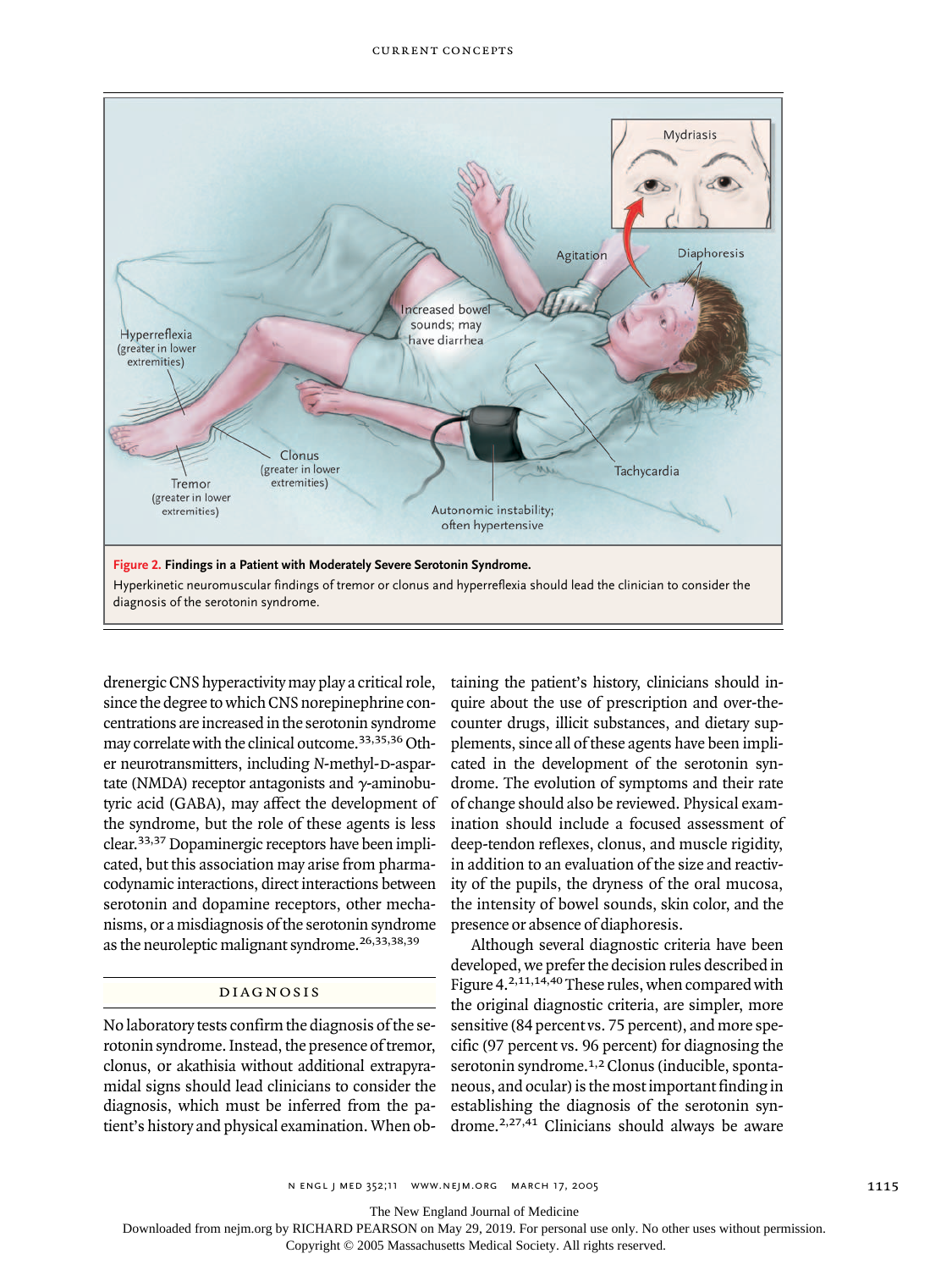**Figure 2. Findings in a Patient with Moderately Severe Serotonin Syndrome.**

Hyperkinetic neuromuscular findings of tremor or clonus and hyperreflexia should lead the clinician to consider the diagnosis of the serotonin syndrome.

drenergic CNS hyperactivity may play a critical role, since the degree to which CNS norepinephrine concentrations are increased in the serotonin syndrome may correlate with the clinical outcome.[33,35,36] Other neurotransmitters, including *N*-methyl-D-aspartate (NMDA) receptor antagonists and γ-aminobutyric acid (GABA), may affect the development of the syndrome, but the role of these agents is less clear.[33,37] Dopaminergic receptors have been implicated, but this association may arise from pharmacodynamic interactions, direct interactions between serotonin and dopamine receptors, other mechanisms, or a misdiagnosis of the serotonin syndrome as the neuroleptic malignant syndrome.[26,33,38,39]

## DIAGNOSIS

No laboratory tests confirm the diagnosis of the serotonin syndrome. Instead, the presence of tremor, clonus, or akathisia without additional extrapyramidal signs should lead clinicians to consider the diagnosis, which must be inferred from the patient's history and physical examination. When obtaining the patient's history, clinicians should inquire about the use of prescription and over-the-counter drugs, illicit substances, and dietary supplements, since all of these agents have been implicated in the development of the serotonin syndrome. The evolution of symptoms and their rate of change should also be reviewed. Physical examination should include a focused assessment of deep-tendon reflexes, clonus, and muscle rigidity, in addition to an evaluation of the size and reactivity of the pupils, the dryness of the oral mucosa, the intensity of bowel sounds, skin color, and the presence or absence of diaphoresis.

Although several diagnostic criteria have been developed, we prefer the decision rules described in Figure 4.[2,11,14,40] These rules, when compared with the original diagnostic criteria, are simpler, more sensitive (84 percent vs. 75 percent), and more specific (97 percent vs. 96 percent) for diagnosing the serotonin syndrome.[1,2] Clonus (inducible, spontaneous, and ocular) is the most important finding in establishing the diagnosis of the serotonin syndrome.[2,27,41] Clinicians should always be aware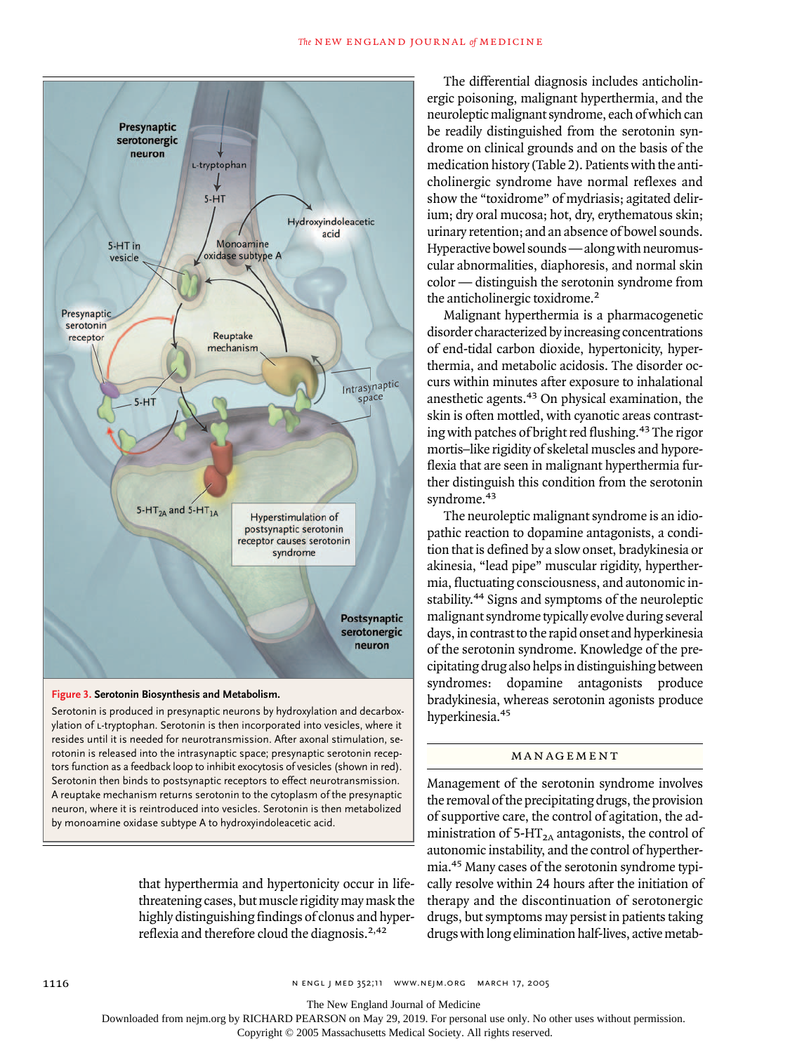**Figure 3. Serotonin Biosynthesis and Metabolism.**

Serotonin is produced in presynaptic neurons by hydroxylation and decarboxylation of L-tryptophan. Serotonin is then incorporated into vesicles, where it resides until it is needed for neurotransmission. After axonal stimulation, serotonin is released into the intrasynaptic space; presynaptic serotonin receptors function as a feedback loop to inhibit exocytosis of vesicles (shown in red). Serotonin then binds to postsynaptic receptors to effect neurotransmission. A reuptake mechanism returns serotonin to the cytoplasm of the presynaptic neuron, where it is reintroduced into vesicles. Serotonin is then metabolized by monoamine oxidase subtype A to hydroxyindoleacetic acid.

that hyperthermia and hypertonicity occur in life-threatening cases, but muscle rigidity may mask the highly distinguishing findings of clonus and hyperreflexia and therefore cloud the diagnosis.[2,42]

The differential diagnosis includes anticholinergic poisoning, malignant hyperthermia, and the neuroleptic malignant syndrome, each of which can be readily distinguished from the serotonin syndrome on clinical grounds and on the basis of the medication history (Table 2). Patients with the anticholinergic syndrome have normal reflexes and show the "toxidrome" of mydriasis; agitated delirium; dry oral mucosa; hot, dry, erythematous skin; urinary retention; and an absence of bowel sounds. Hyperactive bowel sounds — along with neuromuscular abnormalities, diaphoresis, and normal skin color — distinguish the serotonin syndrome from the anticholinergic toxidrome.[2]

Malignant hyperthermia is a pharmacogenetic disorder characterized by increasing concentrations of end-tidal carbon dioxide, hypertonicity, hyperthermia, and metabolic acidosis. The disorder occurs within minutes after exposure to inhalational anesthetic agents.[43] On physical examination, the skin is often mottled, with cyanotic areas contrasting with patches of bright red flushing.[43] The rigor mortis–like rigidity of skeletal muscles and hyporeflexia that are seen in malignant hyperthermia further distinguish this condition from the serotonin syndrome.[43]

The neuroleptic malignant syndrome is an idiopathic reaction to dopamine antagonists, a condition that is defined by a slow onset, bradykinesia or akinesia, "lead pipe" muscular rigidity, hyperthermia, fluctuating consciousness, and autonomic instability.[44] Signs and symptoms of the neuroleptic malignant syndrome typically evolve during several days, in contrast to the rapid onset and hyperkinesia of the serotonin syndrome. Knowledge of the precipitating drug also helps in distinguishing between syndromes: dopamine antagonists produce bradykinesia, whereas serotonin agonists produce hyperkinesia.[45]

## MANAGEMENT

Management of the serotonin syndrome involves the removal of the precipitating drugs, the provision of supportive care, the control of agitation, the administration of 5-$HT_{2A}$ antagonists, the control of autonomic instability, and the control of hyperthermia.[45] Many cases of the serotonin syndrome typically resolve within 24 hours after the initiation of therapy and the discontinuation of serotonergic drugs, but symptoms may persist in patients taking drugs with long elimination half-lives, active metab-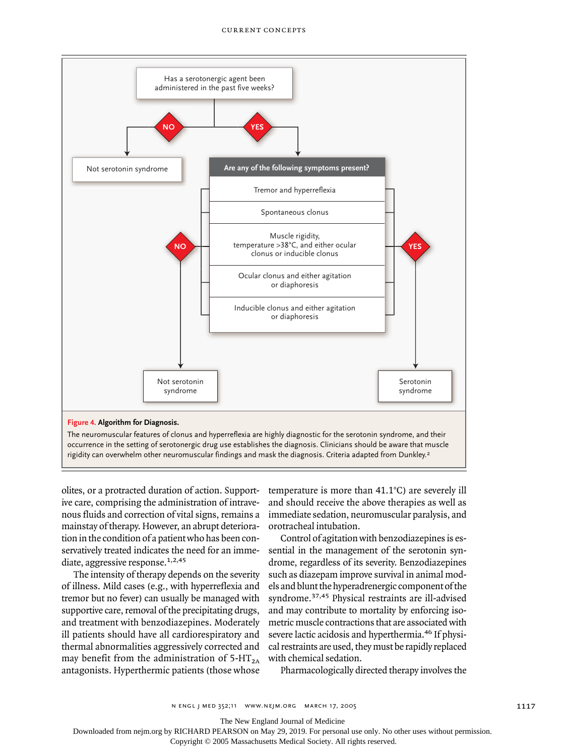Has a serotonergic agent been administered in the past five weeks?

- NO → Not serotonin syndrome
- YES → Are any of the following symptoms present?
  - Tremor and hyperreflexia
  - Spontaneous clonus
  - Muscle rigidity, temperature >38°C, and either ocular clonus or inducible clonus
  - Ocular clonus and either agitation or diaphoresis
  - Inducible clonus and either agitation or diaphoresis
  - NO → Not serotonin syndrome
  - YES → Serotonin syndrome

**Figure 4. Algorithm for Diagnosis.**

The neuromuscular features of clonus and hyperreflexia are highly diagnostic for the serotonin syndrome, and their occurrence in the setting of serotonergic drug use establishes the diagnosis. Clinicians should be aware that muscle rigidity can overwhelm other neuromuscular findings and mask the diagnosis. Criteria adapted from Dunkley.[2]

olites, or a protracted duration of action. Supportive care, comprising the administration of intravenous fluids and correction of vital signs, remains a mainstay of therapy. However, an abrupt deterioration in the condition of a patient who has been conservatively treated indicates the need for an immediate, aggressive response.[1,2,45]

The intensity of therapy depends on the severity of illness. Mild cases (e.g., with hyperreflexia and tremor but no fever) can usually be managed with supportive care, removal of the precipitating drugs, and treatment with benzodiazepines. Moderately ill patients should have all cardiorespiratory and thermal abnormalities aggressively corrected and may benefit from the administration of $5\text{-HT}_{2A}$ antagonists. Hyperthermic patients (those whose temperature is more than 41.1°C) are severely ill and should receive the above therapies as well as immediate sedation, neuromuscular paralysis, and orotracheal intubation.

Control of agitation with benzodiazepines is essential in the management of the serotonin syndrome, regardless of its severity. Benzodiazepines such as diazepam improve survival in animal models and blunt the hyperadrenergic component of the syndrome.[37,45] Physical restraints are ill-advised and may contribute to mortality by enforcing isometric muscle contractions that are associated with severe lactic acidosis and hyperthermia.[46] If physical restraints are used, they must be rapidly replaced with chemical sedation.

Pharmacologically directed therapy involves the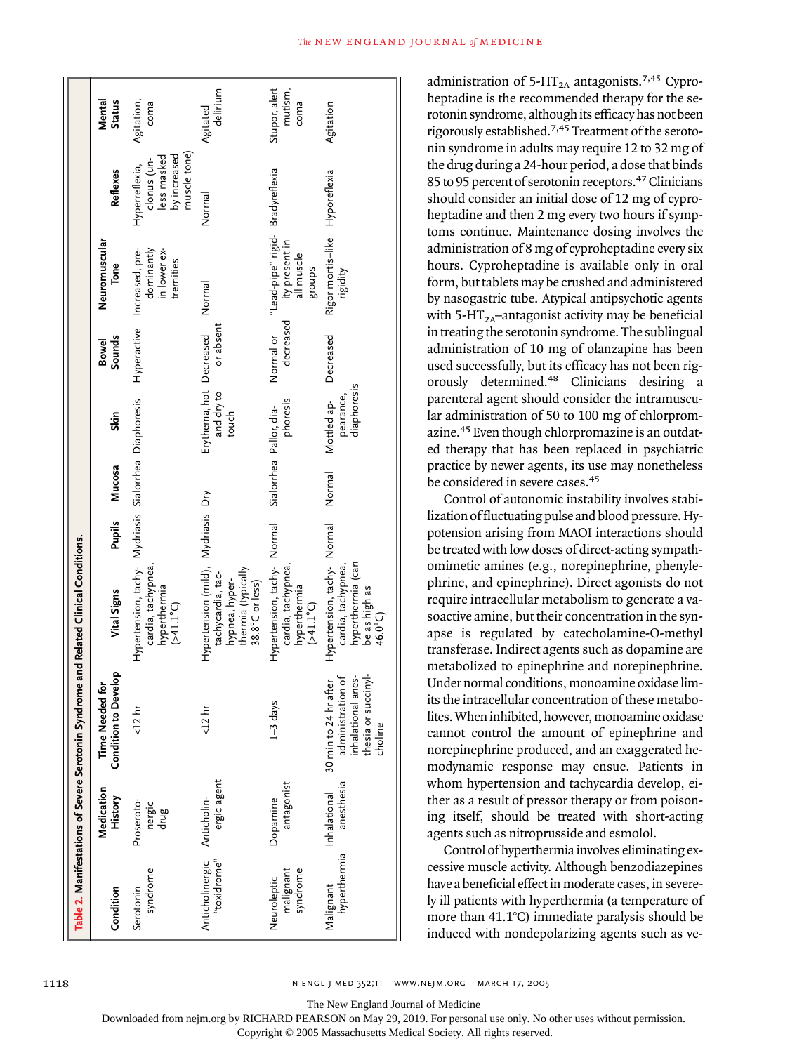**Table 2. Manifestations of Severe Serotonin Syndrome and Related Clinical Conditions.**

| Condition | Medication History | Time Needed for Condition to Develop | Vital Signs | Pupils | Mucosa | Skin | Bowel Sounds | Neuromuscular Tone | Reflexes | Mental Status |
|---|---|---|---|---|---|---|---|---|---|---|
| Serotonin syndrome | Proserotonergic drug | <12 hr | Hypertension, tachycardia, tachypnea, hyperthermia (>41.1°C) | Mydriasis | Sialorrhea | Diaphoresis | Hyperactive | Increased, predominantly in lower extremities | Hyperreflexia, clonus (unless masked by increased muscle tone) | Agitation, coma |
| Anticholinergic "toxidrome" | Anticholinergic agent | <12 hr | Hypertension (mild), tachycardia, tachypnea, hyperthermia (typically 38.8°C or less) | Mydriasis | Dry | Erythema, hot and dry to touch | Decreased or absent | Normal | Normal | Agitated delirium |
| Neuroleptic malignant syndrome | Dopamine antagonist | 1–3 days | Hypertension, tachycardia, tachypnea, hyperthermia (>41.1°C) | Normal | Sialorrhea | Pallor, diaphoresis | Normal or decreased | "Lead-pipe" rigidity present in all muscle groups | Bradyreflexia | Stupor, alert mutism, coma |
| Malignant hyperthermia | Inhalational anesthesia | 30 min to 24 hr after administration of inhalational anesthesia or succinylcholine | Hypertension, tachycardia, tachypnea, hyperthermia (can be as high as 46.0°C) | Normal | Normal | Mottled appearance, diaphoresis | Decreased | Rigor mortis–like rigidity | Hyporeflexia | Agitation |

administration of 5-$HT_{2A}$ antagonists.[7,45] Cyproheptadine is the recommended therapy for the serotonin syndrome, although its efficacy has not been rigorously established.[7,45] Treatment of the serotonin syndrome in adults may require 12 to 32 mg of the drug during a 24-hour period, a dose that binds 85 to 95 percent of serotonin receptors.[47] Clinicians should consider an initial dose of 12 mg of cyproheptadine and then 2 mg every two hours if symptoms continue. Maintenance dosing involves the administration of 8 mg of cyproheptadine every six hours. Cyproheptadine is available only in oral form, but tablets may be crushed and administered by nasogastric tube. Atypical antipsychotic agents with 5-$HT_{2A}$–antagonist activity may be beneficial in treating the serotonin syndrome. The sublingual administration of 10 mg of olanzapine has been used successfully, but its efficacy has not been rigorously determined.[48] Clinicians desiring a parenteral agent should consider the intramuscular administration of 50 to 100 mg of chlorpromazine.[45] Even though chlorpromazine is an outdated therapy that has been replaced in psychiatric practice by newer agents, its use may nonetheless be considered in severe cases.[45]

Control of autonomic instability involves stabilization of fluctuating pulse and blood pressure. Hypotension arising from MAOI interactions should be treated with low doses of direct-acting sympathomimetic amines (e.g., norepinephrine, phenylephrine, and epinephrine). Direct agonists do not require intracellular metabolism to generate a vasoactive amine, but their concentration in the synapse is regulated by catecholamine-O-methyl transferase. Indirect agents such as dopamine are metabolized to epinephrine and norepinephrine. Under normal conditions, monoamine oxidase limits the intracellular concentration of these metabolites. When inhibited, however, monoamine oxidase cannot control the amount of epinephrine and norepinephrine produced, and an exaggerated hemodynamic response may ensue. Patients in whom hypertension and tachycardia develop, either as a result of pressor therapy or from poisoning itself, should be treated with short-acting agents such as nitroprusside and esmolol.

Control of hyperthermia involves eliminating excessive muscle activity. Although benzodiazepines have a beneficial effect in moderate cases, in severely ill patients with hyperthermia (a temperature of more than 41.1°C) immediate paralysis should be induced with nondepolarizing agents such as ve-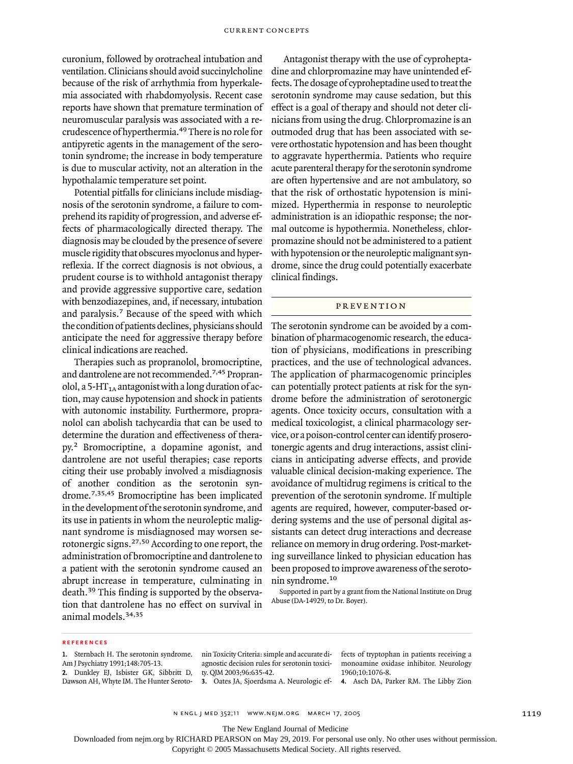curonium, followed by orotracheal intubation and ventilation. Clinicians should avoid succinylcholine because of the risk of arrhythmia from hyperkalemia associated with rhabdomyolysis. Recent case reports have shown that premature termination of neuromuscular paralysis was associated with a recrudescence of hyperthermia.[49] There is no role for antipyretic agents in the management of the serotonin syndrome; the increase in body temperature is due to muscular activity, not an alteration in the hypothalamic temperature set point.

Potential pitfalls for clinicians include misdiagnosis of the serotonin syndrome, a failure to comprehend its rapidity of progression, and adverse effects of pharmacologically directed therapy. The diagnosis may be clouded by the presence of severe muscle rigidity that obscures myoclonus and hyperreflexia. If the correct diagnosis is not obvious, a prudent course is to withhold antagonist therapy and provide aggressive supportive care, sedation with benzodiazepines, and, if necessary, intubation and paralysis.[7] Because of the speed with which the condition of patients declines, physicians should anticipate the need for aggressive therapy before clinical indications are reached.

Therapies such as propranolol, bromocriptine, and dantrolene are not recommended.[7,45] Propranolol, a $5\text{-HT}_{1A}$ antagonist with a long duration of action, may cause hypotension and shock in patients with autonomic instability. Furthermore, propranolol can abolish tachycardia that can be used to determine the duration and effectiveness of therapy.[2] Bromocriptine, a dopamine agonist, and dantrolene are not useful therapies; case reports citing their use probably involved a misdiagnosis of another condition as the serotonin syndrome.[7,35,45] Bromocriptine has been implicated in the development of the serotonin syndrome, and its use in patients in whom the neuroleptic malignant syndrome is misdiagnosed may worsen serotonergic signs.[27,50] According to one report, the administration of bromocriptine and dantrolene to a patient with the serotonin syndrome caused an abrupt increase in temperature, culminating in death.[39] This finding is supported by the observation that dantrolene has no effect on survival in animal models.[34,35]

Antagonist therapy with the use of cyproheptadine and chlorpromazine may have unintended effects. The dosage of cyproheptadine used to treat the serotonin syndrome may cause sedation, but this effect is a goal of therapy and should not deter clinicians from using the drug. Chlorpromazine is an outmoded drug that has been associated with severe orthostatic hypotension and has been thought to aggravate hyperthermia. Patients who require acute parenteral therapy for the serotonin syndrome are often hypertensive and are not ambulatory, so that the risk of orthostatic hypotension is minimized. Hyperthermia in response to neuroleptic administration is an idiopathic response; the normal outcome is hypothermia. Nonetheless, chlorpromazine should not be administered to a patient with hypotension or the neuroleptic malignant syndrome, since the drug could potentially exacerbate clinical findings.

## PREVENTION

The serotonin syndrome can be avoided by a combination of pharmacogenomic research, the education of physicians, modifications in prescribing practices, and the use of technological advances. The application of pharmacogenomic principles can potentially protect patients at risk for the syndrome before the administration of serotonergic agents. Once toxicity occurs, consultation with a medical toxicologist, a clinical pharmacology service, or a poison-control center can identify proserotonergic agents and drug interactions, assist clinicians in anticipating adverse effects, and provide valuable clinical decision-making experience. The avoidance of multidrug regimens is critical to the prevention of the serotonin syndrome. If multiple agents are required, however, computer-based ordering systems and the use of personal digital assistants can detect drug interactions and decrease reliance on memory in drug ordering. Post-marketing surveillance linked to physician education has been proposed to improve awareness of the serotonin syndrome.[10]

Supported in part by a grant from the National Institute on Drug Abuse (DA-14929, to Dr. Boyer).

## REFERENCES

1. Sternbach H. The serotonin syndrome. Am J Psychiatry 1991;148:705-13.
2. Dunkley EJ, Isbister GK, Sibbritt D, Dawson AH, Whyte IM. The Hunter Serotonin Toxicity Criteria: simple and accurate diagnostic decision rules for serotonin toxicity. QJM 2003;96:635-42.
3. Oates JA, Sjoerdsma A. Neurologic effects of tryptophan in patients receiving a monoamine oxidase inhibitor. Neurology 1960;10:1076-8.
4. Asch DA, Parker RM. The Libby Zion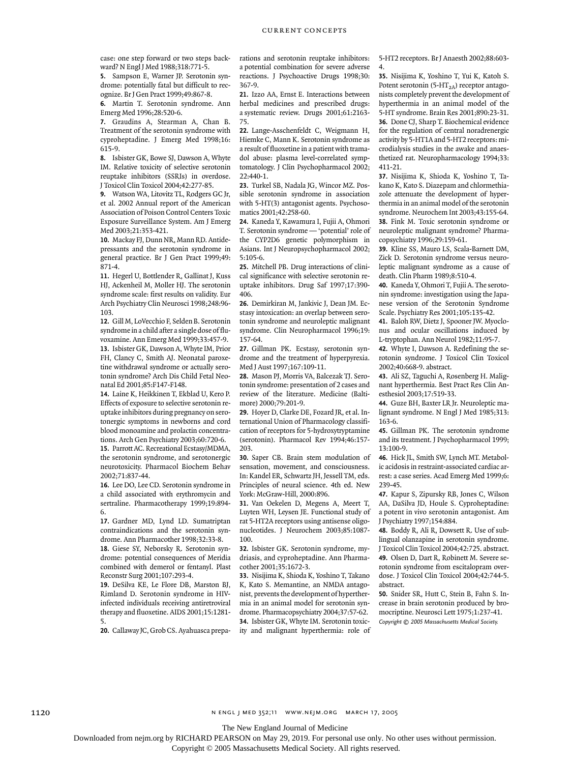case: one step forward or two steps backward? N Engl J Med 1988;318:771-5.

**5.** Sampson E, Warner JP. Serotonin syndrome: potentially fatal but difficult to recognize. Br J Gen Pract 1999;49:867-8.

**6.** Martin T. Serotonin syndrome. Ann Emerg Med 1996;28:520-6.

**7.** Graudins A, Stearman A, Chan B. Treatment of the serotonin syndrome with cyproheptadine. J Emerg Med 1998;16: 615-9.

**8.** Isbister GK, Bowe SJ, Dawson A, Whyte IM. Relative toxicity of selective serotonin reuptake inhibitors (SSRIs) in overdose. J Toxicol Clin Toxicol 2004;42:277-85.

**9.** Watson WA, Litovitz TL, Rodgers GC Jr, et al. 2002 Annual report of the American Association of Poison Control Centers Toxic Exposure Surveillance System. Am J Emerg Med 2003;21:353-421.

**10.** Mackay FJ, Dunn NR, Mann RD. Antidepressants and the serotonin syndrome in general practice. Br J Gen Pract 1999;49: 871-4.

**11.** Hegerl U, Bottlender R, Gallinat J, Kuss HJ, Ackenheil M, Moller HJ. The serotonin syndrome scale: first results on validity. Eur Arch Psychiatry Clin Neurosci 1998;248:96-103.

**12.** Gill M, LoVecchio F, Selden B. Serotonin syndrome in a child after a single dose of fluvoxamine. Ann Emerg Med 1999;33:457-9.

**13.** Isbister GK, Dawson A, Whyte IM, Prior FH, Clancy C, Smith AJ. Neonatal paroxetine withdrawal syndrome or actually serotonin syndrome? Arch Dis Child Fetal Neonatal Ed 2001;85:F147-F148.

**14.** Laine K, Heikkinen T, Ekblad U, Kero P. Effects of exposure to selective serotonin reuptake inhibitors during pregnancy on serotonergic symptoms in newborns and cord blood monoamine and prolactin concentrations. Arch Gen Psychiatry 2003;60:720-6.

**15.** Parrott AC. Recreational Ecstasy/MDMA, the serotonin syndrome, and serotonergic neurotoxicity. Pharmacol Biochem Behav 2002;71:837-44.

**16.** Lee DO, Lee CD. Serotonin syndrome in a child associated with erythromycin and sertraline. Pharmacotherapy 1999;19:894-6.

**17.** Gardner MD, Lynd LD. Sumatriptan contraindications and the serotonin syndrome. Ann Pharmacother 1998;32:33-8.

**18.** Giese SY, Neborsky R. Serotonin syndrome: potential consequences of Meridia combined with demerol or fentanyl. Plast Reconstr Surg 2001;107:293-4.

**19.** DeSilva KE, Le Flore DB, Marston BJ, Rimland D. Serotonin syndrome in HIV-infected individuals receiving antiretroviral therapy and fluoxetine. AIDS 2001;15:1281-5.

**20.** Callaway JC, Grob CS. Ayahuasca preparations and serotonin reuptake inhibitors: a potential combination for severe adverse reactions. J Psychoactive Drugs 1998;30: 367-9.

**21.** Izzo AA, Ernst E. Interactions between herbal medicines and prescribed drugs: a systematic review. Drugs 2001;61:2163-75.

**22.** Lange-Asschenfeldt C, Weigmann H, Hiemke C, Mann K. Serotonin syndrome as a result of fluoxetine in a patient with tramadol abuse: plasma level-correlated symptomatology. J Clin Psychopharmacol 2002; 22:440-1.

**23.** Turkel SB, Nadala JG, Wincor MZ. Possible serotonin syndrome in association with 5-HT(3) antagonist agents. Psychosomatics 2001;42:258-60.

**24.** Kaneda Y, Kawamura I, Fujii A, Ohmori T. Serotonin syndrome — 'potential' role of the CYP2D6 genetic polymorphism in Asians. Int J Neuropsychopharmacol 2002; 5:105-6.

**25.** Mitchell PB. Drug interactions of clinical significance with selective serotonin reuptake inhibitors. Drug Saf 1997;17:390-406.

**26.** Demirkiran M, Jankivic J, Dean JM. Ecstasy intoxication: an overlap between serotonin syndrome and neuroleptic malignant syndrome. Clin Neuropharmacol 1996;19: 157-64.

**27.** Gillman PK. Ecstasy, serotonin syndrome and the treatment of hyperpyrexia. Med J Aust 1997;167:109-11.

**28.** Mason PJ, Morris VA, Balcezak TJ. Serotonin syndrome: presentation of 2 cases and review of the literature. Medicine (Baltimore) 2000;79:201-9.

**29.** Hoyer D, Clarke DE, Fozard JR, et al. International Union of Pharmacology classification of receptors for 5-hydroxytryptamine (serotonin). Pharmacol Rev 1994;46:157-203.

**30.** Saper CB. Brain stem modulation of sensation, movement, and consciousness. In: Kandel ER, Schwartz JH, Jessell TM, eds. Principles of neural science. 4th ed. New York: McGraw-Hill, 2000:896.

**31.** Van Oekelen D, Megens A, Meert T, Luyten WH, Leysen JE. Functional study of rat 5-HT2A receptors using antisense oligonucleotides. J Neurochem 2003;85:1087-100.

**32.** Isbister GK. Serotonin syndrome, mydriasis, and cyproheptadine. Ann Pharmacother 2001;35:1672-3.

**33.** Nisijima K, Shioda K, Yoshino T, Takano K, Kato S. Memantine, an NMDA antagonist, prevents the development of hyperthermia in an animal model for serotonin syndrome. Pharmacopsychiatry 2004;37:57-62.

**34.** Isbister GK, Whyte IM. Serotonin toxicity and malignant hyperthermia: role of 5-HT2 receptors. Br J Anaesth 2002;88:603-4.

**35.** Nisijima K, Yoshino T, Yui K, Katoh S. Potent serotonin ($5\text{-HT}_{2A}$) receptor antagonists completely prevent the development of hyperthermia in an animal model of the 5-HT syndrome. Brain Res 2001;890:23-31.

**36.** Done CJ, Sharp T. Biochemical evidence for the regulation of central noradrenergic activity by 5-HT1A and 5-HT2 receptors: microdialysis studies in the awake and anaesthetized rat. Neuropharmacology 1994;33: 411-21.

**37.** Nisijima K, Shioda K, Yoshino T, Takano K, Kato S. Diazepam and chlormethiazole attenuate the development of hyperthermia in an animal model of the serotonin syndrome. Neurochem Int 2003;43:155-64.

**38.** Fink M. Toxic serotonin syndrome or neuroleptic malignant syndrome? Pharmacopsychiatry 1996;29:159-61.

**39.** Kline SS, Mauro LS, Scala-Barnett DM, Zick D. Serotonin syndrome versus neuroleptic malignant syndrome as a cause of death. Clin Pharm 1989;8:510-4.

**40.** Kaneda Y, Ohmori T, Fujii A. The serotonin syndrome: investigation using the Japanese version of the Serotonin Syndrome Scale. Psychiatry Res 2001;105:135-42.

**41.** Baloh RW, Dietz J, Spooner JW. Myoclonus and ocular oscillations induced by L-tryptophan. Ann Neurol 1982;11:95-7.

**42.** Whyte I, Dawson A. Redefining the serotonin syndrome. J Toxicol Clin Toxicol 2002;40:668-9. abstract.

**43.** Ali SZ, Taguchi A, Rosenberg H. Malignant hyperthermia. Best Pract Res Clin Anesthesiol 2003;17:519-33.

**44.** Guze BH, Baxter LR Jr. Neuroleptic malignant syndrome. N Engl J Med 1985;313: 163-6.

**45.** Gillman PK. The serotonin syndrome and its treatment. J Psychopharmacol 1999; 13:100-9.

**46.** Hick JL, Smith SW, Lynch MT. Metabolic acidosis in restraint-associated cardiac arrest: a case series. Acad Emerg Med 1999;6: 239-45.

**47.** Kapur S, Zipursky RB, Jones C, Wilson AA, DaSilva JD, Houle S. Cyproheptadine: a potent in vivo serotonin antagonist. Am J Psychiatry 1997;154:884.

**48.** Boddy R, Ali R, Dowsett R. Use of sublingual olanzapine in serotonin syndrome. J Toxicol Clin Toxicol 2004;42:725. abstract.

**49.** Olsen D, Dart R, Robinett M. Severe serotonin syndrome from escitalopram overdose. J Toxicol Clin Toxicol 2004;42:744-5. abstract.

**50.** Snider SR, Hutt C, Stein B, Fahn S. Increase in brain serotonin produced by bromocriptine. Neurosci Lett 1975;1:237-41.

*Copyright © 2005 Massachusetts Medical Society.*